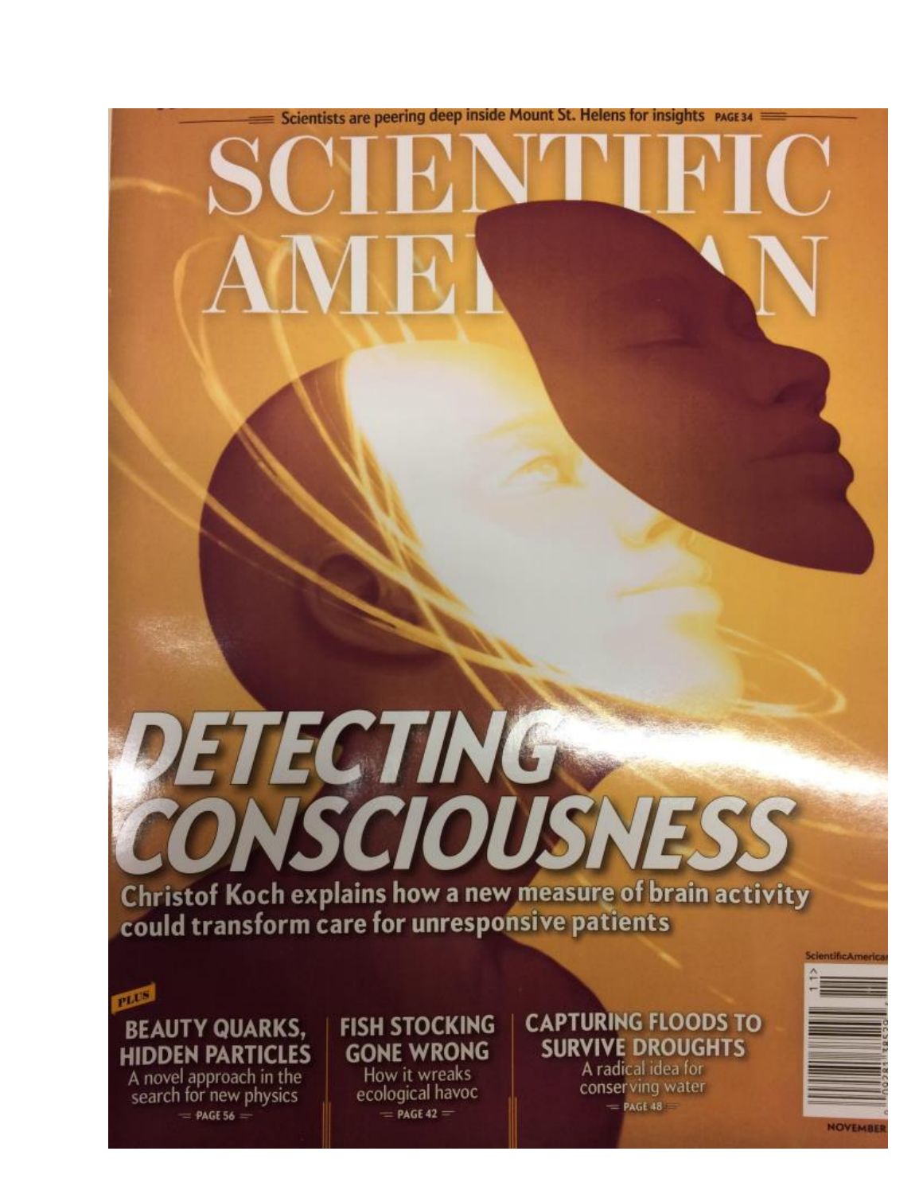Scientists are peering deep inside Mount St. Helens for insights PAGE 34

# SCIENTIFIC AMERICAN

# DETECTING CONSCIOUSNESS

**Christof Koch explains how a new measure of brain activity could transform care for unresponsive patients**

PLUS

**BEAUTY QUARKS, HIDDEN PARTICLES**
A novel approach in the search for new physics
PAGE 56

**FISH STOCKING GONE WRONG**
How it wreaks ecological havoc
PAGE 42

**CAPTURING FLOODS TO SURVIVE DROUGHTS**
A radical idea for conserving water
PAGE 48

ScientificAmerican

NOVEMBER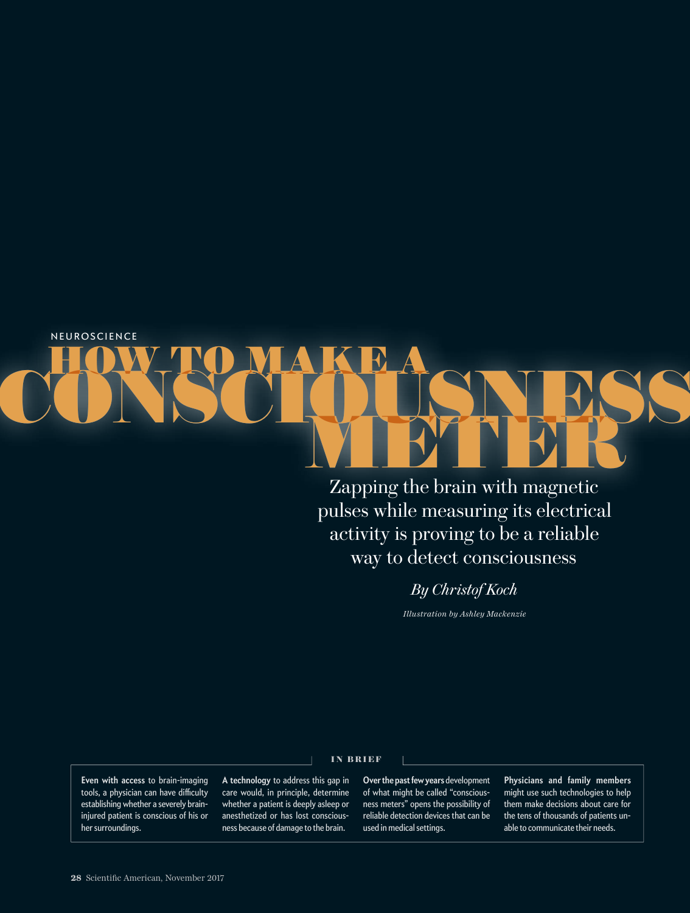NEUROSCIENCE

# HOW TO MAKE A CONSCIOUSNESS METER

Zapping the brain with magnetic pulses while measuring its electrical activity is proving to be a reliable way to detect consciousness

*By Christof Koch*

*Illustration by Ashley Mackenzie*

## IN BRIEF

**Even with access** to brain-imaging tools, a physician can have difficulty establishing whether a severely brain-injured patient is conscious of his or her surroundings.

**A technology** to address this gap in care would, in principle, determine whether a patient is deeply asleep or anesthetized or has lost consciousness because of damage to the brain.

**Over the past few years** development of what might be called "consciousness meters" opens the possibility of reliable detection devices that can be used in medical settings.

**Physicians and family members** might use such technologies to help them make decisions about care for the tens of thousands of patients unable to communicate their needs.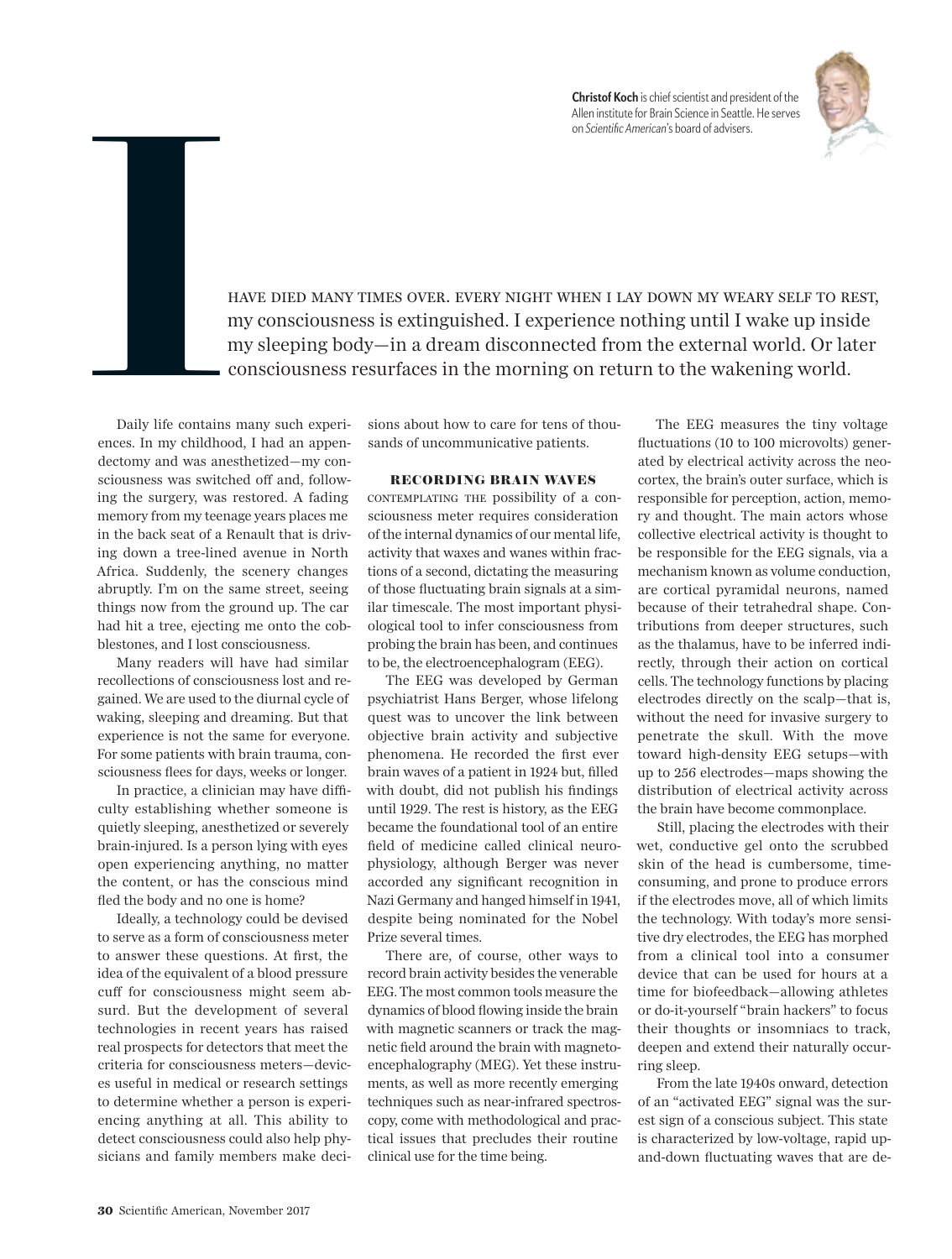**Christof Koch** is chief scientist and president of the Allen institute for Brain Science in Seattle. He serves on *Scientific American*'s board of advisers.

I HAVE DIED MANY TIMES OVER. EVERY NIGHT WHEN I LAY DOWN MY WEARY SELF TO REST, my consciousness is extinguished. I experience nothing until I wake up inside my sleeping body—in a dream disconnected from the external world. Or later consciousness resurfaces in the morning on return to the wakening world.

Daily life contains many such experiences. In my childhood, I had an appendectomy and was anesthetized—my consciousness was switched off and, following the surgery, was restored. A fading memory from my teenage years places me in the back seat of a Renault that is driving down a tree-lined avenue in North Africa. Suddenly, the scenery changes abruptly. I'm on the same street, seeing things now from the ground up. The car had hit a tree, ejecting me onto the cobblestones, and I lost consciousness.

Many readers will have had similar recollections of consciousness lost and regained. We are used to the diurnal cycle of waking, sleeping and dreaming. But that experience is not the same for everyone. For some patients with brain trauma, consciousness flees for days, weeks or longer.

In practice, a clinician may have difficulty establishing whether someone is quietly sleeping, anesthetized or severely brain-injured. Is a person lying with eyes open experiencing anything, no matter the content, or has the conscious mind fled the body and no one is home?

Ideally, a technology could be devised to serve as a form of consciousness meter to answer these questions. At first, the idea of the equivalent of a blood pressure cuff for consciousness might seem absurd. But the development of several technologies in recent years has raised real prospects for detectors that meet the criteria for consciousness meters—devices useful in medical or research settings to determine whether a person is experiencing anything at all. This ability to detect consciousness could also help physicians and family members make decisions about how to care for tens of thousands of uncommunicative patients.

## RECORDING BRAIN WAVES

CONTEMPLATING THE possibility of a consciousness meter requires consideration of the internal dynamics of our mental life, activity that waxes and wanes within fractions of a second, dictating the measuring of those fluctuating brain signals at a similar timescale. The most important physiological tool to infer consciousness from probing the brain has been, and continues to be, the electroencephalogram (EEG).

The EEG was developed by German psychiatrist Hans Berger, whose lifelong quest was to uncover the link between objective brain activity and subjective phenomena. He recorded the first ever brain waves of a patient in 1924 but, filled with doubt, did not publish his findings until 1929. The rest is history, as the EEG became the foundational tool of an entire field of medicine called clinical neurophysiology, although Berger was never accorded any significant recognition in Nazi Germany and hanged himself in 1941, despite being nominated for the Nobel Prize several times.

There are, of course, other ways to record brain activity besides the venerable EEG. The most common tools measure the dynamics of blood flowing inside the brain with magnetic scanners or track the magnetic field around the brain with magnetoencephalography (MEG). Yet these instruments, as well as more recently emerging techniques such as near-infrared spectroscopy, come with methodological and practical issues that precludes their routine clinical use for the time being.

The EEG measures the tiny voltage fluctuations (10 to 100 microvolts) generated by electrical activity across the neocortex, the brain's outer surface, which is responsible for perception, action, memory and thought. The main actors whose collective electrical activity is thought to be responsible for the EEG signals, via a mechanism known as volume conduction, are cortical pyramidal neurons, named because of their tetrahedral shape. Contributions from deeper structures, such as the thalamus, have to be inferred indirectly, through their action on cortical cells. The technology functions by placing electrodes directly on the scalp—that is, without the need for invasive surgery to penetrate the skull. With the move toward high-density EEG setups—with up to 256 electrodes—maps showing the distribution of electrical activity across the brain have become commonplace.

Still, placing the electrodes with their wet, conductive gel onto the scrubbed skin of the head is cumbersome, time-consuming, and prone to produce errors if the electrodes move, all of which limits the technology. With today's more sensitive dry electrodes, the EEG has morphed from a clinical tool into a consumer device that can be used for hours at a time for biofeedback—allowing athletes or do-it-yourself "brain hackers" to focus their thoughts or insomniacs to track, deepen and extend their naturally occurring sleep.

From the late 1940s onward, detection of an "activated EEG" signal was the surest sign of a conscious subject. This state is characterized by low-voltage, rapid up-and-down fluctuating waves that are de-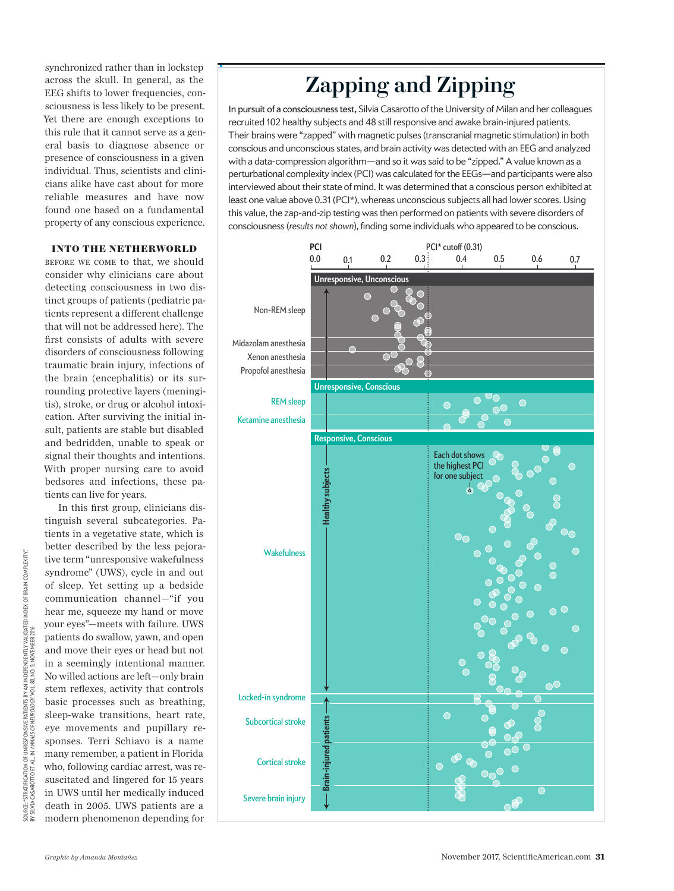synchronized rather than in lockstep across the skull. In general, as the EEG shifts to lower frequencies, consciousness is less likely to be present. Yet there are enough exceptions to this rule that it cannot serve as a general basis to diagnose absence or presence of consciousness in a given individual. Thus, scientists and clinicians alike have cast about for more reliable measures and have now found one based on a fundamental property of any conscious experience.

### INTO THE NETHERWORLD

BEFORE WE COME to that, we should consider why clinicians care about detecting consciousness in two distinct groups of patients (pediatric patients represent a different challenge that will not be addressed here). The first consists of adults with severe disorders of consciousness following traumatic brain injury, infections of the brain (encephalitis) or its surrounding protective layers (meningitis), stroke, or drug or alcohol intoxication. After surviving the initial insult, patients are stable but disabled and bedridden, unable to speak or signal their thoughts and intentions. With proper nursing care to avoid bedsores and infections, these patients can live for years.

In this first group, clinicians distinguish several subcategories. Patients in a vegetative state, which is better described by the less pejorative term "unresponsive wakefulness syndrome" (UWS), cycle in and out of sleep. Yet setting up a bedside communication channel—"if you hear me, squeeze my hand or move your eyes"—meets with failure. UWS patients do swallow, yawn, and open and move their eyes or head but not in a seemingly intentional manner. No willed actions are left—only brain stem reflexes, activity that controls basic processes such as breathing, sleep-wake transitions, heart rate, eye movements and pupillary responses. Terri Schiavo is a name many remember, a patient in Florida who, following cardiac arrest, was resuscitated and lingered for 15 years in UWS until her medically induced death in 2005. UWS patients are a modern phenomenon depending for

## Zapping and Zipping

**In pursuit of a consciousness test,** Silvia Casarotto of the University of Milan and her colleagues recruited 102 healthy subjects and 48 still responsive and awake brain-injured patients. Their brains were "zapped" with magnetic pulses (transcranial magnetic stimulation) in both conscious and unconscious states, and brain activity was detected with an EEG and analyzed with a data-compression algorithm—and so it was said to be "zipped." A value known as a perturbational complexity index (PCI) was calculated for the EEGs—and participants were also interviewed about their state of mind. It was determined that a conscious person exhibited at least one value above 0.31 (PCI*), whereas unconscious subjects all had lower scores. Using this value, the zap-and-zip testing was then performed on patients with severe disorders of consciousness (*results not shown*), finding some individuals who appeared to be conscious.

PCI
0.0 0.1 0.2 0.3 0.4 0.5 0.6 0.7
PCI* cutoff (0.31)

Unresponsive, Unconscious
Non-REM sleep
Midazolam anesthesia
Xenon anesthesia
Propofol anesthesia

Unresponsive, Conscious
REM sleep
Ketamine anesthesia

Responsive, Conscious
Wakefulness
Locked-in syndrome
Subcortical stroke
Cortical stroke
Severe brain injury

Each dot shows the highest PCI for one subject

Healthy subjects
Brain-injured patients

SOURCE: "STRATIFICATION OF UNRESPONSIVE PATIENTS BY AN INDEPENDENTLY VALIDATED INDEX OF BRAIN COMPLEXITY," BY SILVIA CASAROTTO ET AL., IN *ANNALS OF NEUROLOGY*, VOL. 80, NO. 5; NOVEMBER 2016

*Graphic by Amanda Montañez*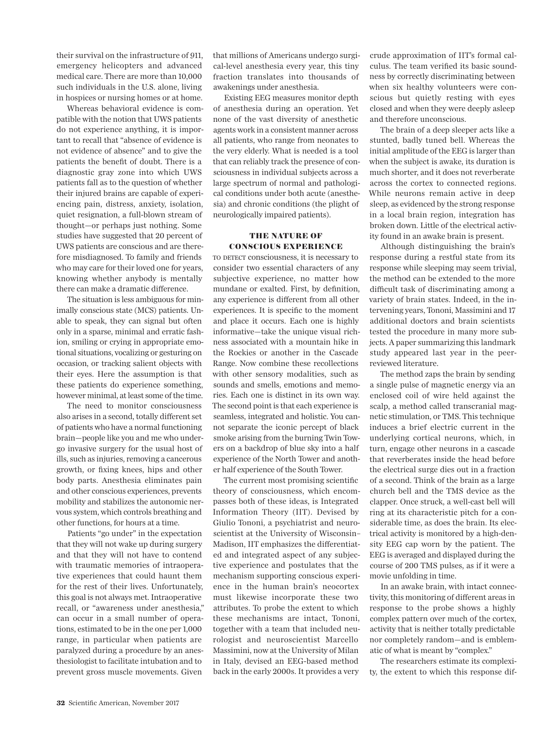their survival on the infrastructure of 911, emergency helicopters and advanced medical care. There are more than 10,000 such individuals in the U.S. alone, living in hospices or nursing homes or at home.

Whereas behavioral evidence is compatible with the notion that UWS patients do not experience anything, it is important to recall that "absence of evidence is not evidence of absence" and to give the patients the benefit of doubt. There is a diagnostic gray zone into which UWS patients fall as to the question of whether their injured brains are capable of experiencing pain, distress, anxiety, isolation, quiet resignation, a full-blown stream of thought—or perhaps just nothing. Some studies have suggested that 20 percent of UWS patients are conscious and are therefore misdiagnosed. To family and friends who may care for their loved one for years, knowing whether anybody is mentally there can make a dramatic difference.

The situation is less ambiguous for minimally conscious state (MCS) patients. Unable to speak, they can signal but often only in a sparse, minimal and erratic fashion, smiling or crying in appropriate emotional situations, vocalizing or gesturing on occasion, or tracking salient objects with their eyes. Here the assumption is that these patients do experience something, however minimal, at least some of the time.

The need to monitor consciousness also arises in a second, totally different set of patients who have a normal functioning brain—people like you and me who undergo invasive surgery for the usual host of ills, such as injuries, removing a cancerous growth, or fixing knees, hips and other body parts. Anesthesia eliminates pain and other conscious experiences, prevents mobility and stabilizes the autonomic nervous system, which controls breathing and other functions, for hours at a time.

Patients "go under" in the expectation that they will not wake up during surgery and that they will not have to contend with traumatic memories of intraoperative experiences that could haunt them for the rest of their lives. Unfortunately, this goal is not always met. Intraoperative recall, or "awareness under anesthesia," can occur in a small number of operations, estimated to be in the one per 1,000 range, in particular when patients are paralyzed during a procedure by an anesthesiologist to facilitate intubation and to prevent gross muscle movements. Given that millions of Americans undergo surgical-level anesthesia every year, this tiny fraction translates into thousands of awakenings under anesthesia.

Existing EEG measures monitor depth of anesthesia during an operation. Yet none of the vast diversity of anesthetic agents work in a consistent manner across all patients, who range from neonates to the very elderly. What is needed is a tool that can reliably track the presence of consciousness in individual subjects across a large spectrum of normal and pathological conditions under both acute (anesthesia) and chronic conditions (the plight of neurologically impaired patients).

## THE NATURE OF CONSCIOUS EXPERIENCE

TO DETECT consciousness, it is necessary to consider two essential characters of any subjective experience, no matter how mundane or exalted. First, by definition, any experience is different from all other experiences. It is specific to the moment and place it occurs. Each one is highly informative—take the unique visual richness associated with a mountain hike in the Rockies or another in the Cascade Range. Now combine these recollections with other sensory modalities, such as sounds and smells, emotions and memories. Each one is distinct in its own way. The second point is that each experience is seamless, integrated and holistic. You cannot separate the iconic percept of black smoke arising from the burning Twin Towers on a backdrop of blue sky into a half experience of the North Tower and another half experience of the South Tower.

The current most promising scientific theory of consciousness, which encompasses both of these ideas, is Integrated Information Theory (IIT). Devised by Giulio Tononi, a psychiatrist and neuroscientist at the University of Wisconsin–Madison, IIT emphasizes the differentiated and integrated aspect of any subjective experience and postulates that the mechanism supporting conscious experience in the human brain's neocortex must likewise incorporate these two attributes. To probe the extent to which these mechanisms are intact, Tononi, together with a team that included neurologist and neuroscientist Marcello Massimini, now at the University of Milan in Italy, devised an EEG-based method back in the early 2000s. It provides a very crude approximation of IIT's formal calculus. The team verified its basic soundness by correctly discriminating between when six healthy volunteers were conscious but quietly resting with eyes closed and when they were deeply asleep and therefore unconscious.

The brain of a deep sleeper acts like a stunted, badly tuned bell. Whereas the initial amplitude of the EEG is larger than when the subject is awake, its duration is much shorter, and it does not reverberate across the cortex to connected regions. While neurons remain active in deep sleep, as evidenced by the strong response in a local brain region, integration has broken down. Little of the electrical activity found in an awake brain is present.

Although distinguishing the brain's response during a restful state from its response while sleeping may seem trivial, the method can be extended to the more difficult task of discriminating among a variety of brain states. Indeed, in the intervening years, Tononi, Massimini and 17 additional doctors and brain scientists tested the procedure in many more subjects. A paper summarizing this landmark study appeared last year in the peer-reviewed literature.

The method zaps the brain by sending a single pulse of magnetic energy via an enclosed coil of wire held against the scalp, a method called transcranial magnetic stimulation, or TMS. This technique induces a brief electric current in the underlying cortical neurons, which, in turn, engage other neurons in a cascade that reverberates inside the head before the electrical surge dies out in a fraction of a second. Think of the brain as a large church bell and the TMS device as the clapper. Once struck, a well-cast bell will ring at its characteristic pitch for a considerable time, as does the brain. Its electrical activity is monitored by a high-density EEG cap worn by the patient. The EEG is averaged and displayed during the course of 200 TMS pulses, as if it were a movie unfolding in time.

In an awake brain, with intact connectivity, this monitoring of different areas in response to the probe shows a highly complex pattern over much of the cortex, activity that is neither totally predictable nor completely random—and is emblematic of what is meant by "complex."

The researchers estimate its complexity, the extent to which this response dif-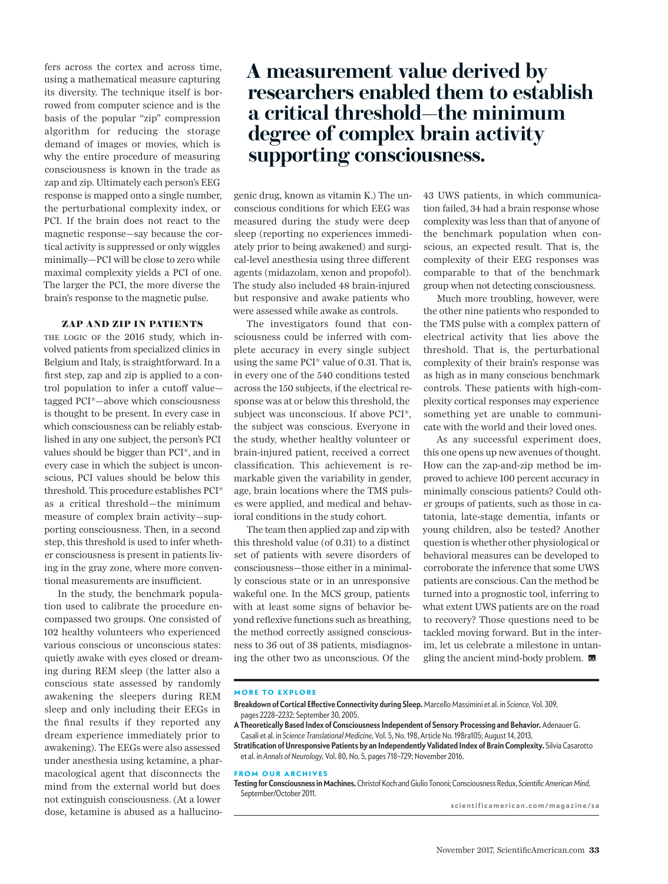fers across the cortex and across time, using a mathematical measure capturing its diversity. The technique itself is borrowed from computer science and is the basis of the popular "zip" compression algorithm for reducing the storage demand of images or movies, which is why the entire procedure of measuring consciousness is known in the trade as zap and zip. Ultimately each person's EEG response is mapped onto a single number, the perturbational complexity index, or PCI. If the brain does not react to the magnetic response—say because the cortical activity is suppressed or only wiggles minimally—PCI will be close to zero while maximal complexity yields a PCI of one. The larger the PCI, the more diverse the brain's response to the magnetic pulse.

## ZAP AND ZIP IN PATIENTS

THE LOGIC OF the 2016 study, which involved patients from specialized clinics in Belgium and Italy, is straightforward. In a first step, zap and zip is applied to a control population to infer a cutoff value—tagged PCI*—above which consciousness is thought to be present. In every case in which consciousness can be reliably established in any one subject, the person's PCI values should be bigger than PCI*, and in every case in which the subject is unconscious, PCI values should be below this threshold. This procedure establishes PCI* as a critical threshold—the minimum measure of complex brain activity—supporting consciousness. Then, in a second step, this threshold is used to infer whether consciousness is present in patients living in the gray zone, where more conventional measurements are insufficient.

In the study, the benchmark population used to calibrate the procedure encompassed two groups. One consisted of 102 healthy volunteers who experienced various conscious or unconscious states: quietly awake with eyes closed or dreaming during REM sleep (the latter also a conscious state assessed by randomly awakening the sleepers during REM sleep and only including their EEGs in the final results if they reported any dream experience immediately prior to awakening). The EEGs were also assessed under anesthesia using ketamine, a pharmacological agent that disconnects the mind from the external world but does not extinguish consciousness. (At a lower dose, ketamine is abused as a hallucinogenic drug, known as vitamin K.) The unconscious conditions for which EEG was measured during the study were deep sleep (reporting no experiences immediately prior to being awakened) and surgical-level anesthesia using three different agents (midazolam, xenon and propofol). The study also included 48 brain-injured but responsive and awake patients who were assessed while awake as controls.

**A measurement value derived by researchers enabled them to establish a critical threshold—the minimum degree of complex brain activity supporting consciousness.**

The investigators found that consciousness could be inferred with complete accuracy in every single subject using the same PCI* value of 0.31. That is, in every one of the 540 conditions tested across the 150 subjects, if the electrical response was at or below this threshold, the subject was unconscious. If above PCI*, the subject was conscious. Everyone in the study, whether healthy volunteer or brain-injured patient, received a correct classification. This achievement is remarkable given the variability in gender, age, brain locations where the TMS pulses were applied, and medical and behavioral conditions in the study cohort.

The team then applied zap and zip with this threshold value (of 0.31) to a distinct set of patients with severe disorders of consciousness—those either in a minimally conscious state or in an unresponsive wakeful one. In the MCS group, patients with at least some signs of behavior beyond reflexive functions such as breathing, the method correctly assigned consciousness to 36 out of 38 patients, misdiagnosing the other two as unconscious. Of the 43 UWS patients, in which communication failed, 34 had a brain response whose complexity was less than that of anyone of the benchmark population when conscious, an expected result. That is, the complexity of their EEG responses was comparable to that of the benchmark group when not detecting consciousness.

Much more troubling, however, were the other nine patients who responded to the TMS pulse with a complex pattern of electrical activity that lies above the threshold. That is, the perturbational complexity of their brain's response was as high as in many conscious benchmark controls. These patients with high-complexity cortical responses may experience something yet are unable to communicate with the world and their loved ones.

As any successful experiment does, this one opens up new avenues of thought. How can the zap-and-zip method be improved to achieve 100 percent accuracy in minimally conscious patients? Could other groups of patients, such as those in catatonia, late-stage dementia, infants or young children, also be tested? Another question is whether other physiological or behavioral measures can be developed to corroborate the inference that some UWS patients are conscious. Can the method be turned into a prognostic tool, inferring to what extent UWS patients are on the road to recovery? Those questions need to be tackled moving forward. But in the interim, let us celebrate a milestone in untangling the ancient mind-body problem.

### MORE TO EXPLORE

**Breakdown of Cortical Effective Connectivity during Sleep.** Marcello Massimini et al. in *Science,* Vol. 309, pages 2228–2232; September 30, 2005.

**A Theoretically Based Index of Consciousness Independent of Sensory Processing and Behavior.** Adenauer G. Casali et al. in *Science Translational Medicine,* Vol. 5, No. 198, Article No. 198ra105; August 14, 2013.

**Stratification of Unresponsive Patients by an Independently Validated Index of Brain Complexity.** Silvia Casarotto et al. in *Annals of Neurology,* Vol. 80, No. 5, pages 718–729; November 2016.

### FROM OUR ARCHIVES

**Testing for Consciousness in Machines.** Christof Koch and Giulio Tononi; Consciousness Redux, *Scientific American Mind,* September/October 2011.

scientificamerican.com/magazine/sa